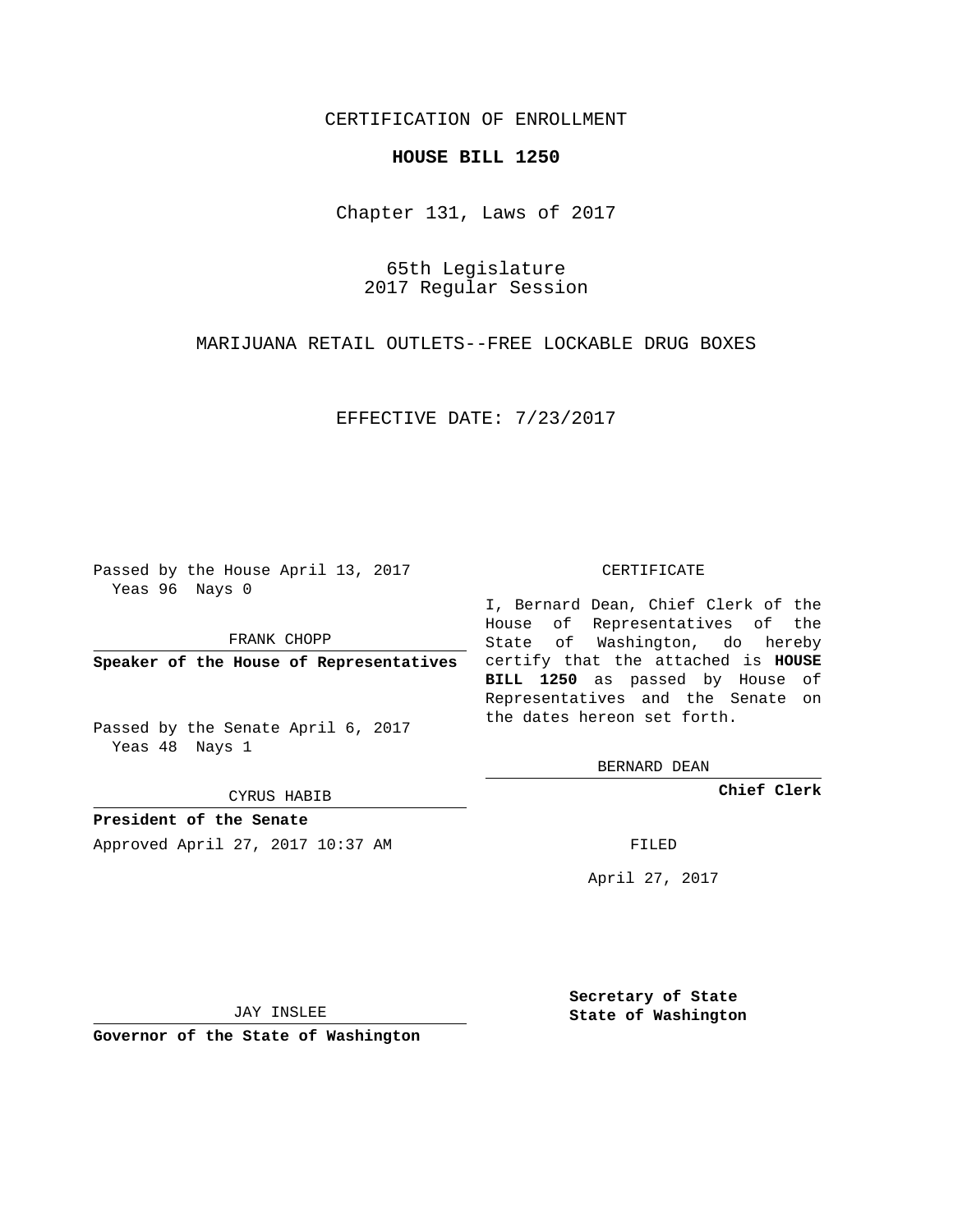CERTIFICATION OF ENROLLMENT

**HOUSE BILL 1250**

Chapter 131, Laws of 2017

65th Legislature
2017 Regular Session

MARIJUANA RETAIL OUTLETS--FREE LOCKABLE DRUG BOXES

EFFECTIVE DATE: 7/23/2017

Passed by the House April 13, 2017
Yeas 96 Nays 0

FRANK CHOPP

**Speaker of the House of Representatives**

Passed by the Senate April 6, 2017
Yeas 48 Nays 1

CYRUS HABIB

**President of the Senate**

Approved April 27, 2017 10:37 AM

JAY INSLEE

**Governor of the State of Washington**

CERTIFICATE

I, Bernard Dean, Chief Clerk of the House of Representatives of the State of Washington, do hereby certify that the attached is **HOUSE BILL 1250** as passed by House of Representatives and the Senate on the dates hereon set forth.

BERNARD DEAN

**Chief Clerk**

FILED

April 27, 2017

**Secretary of State**
**State of Washington**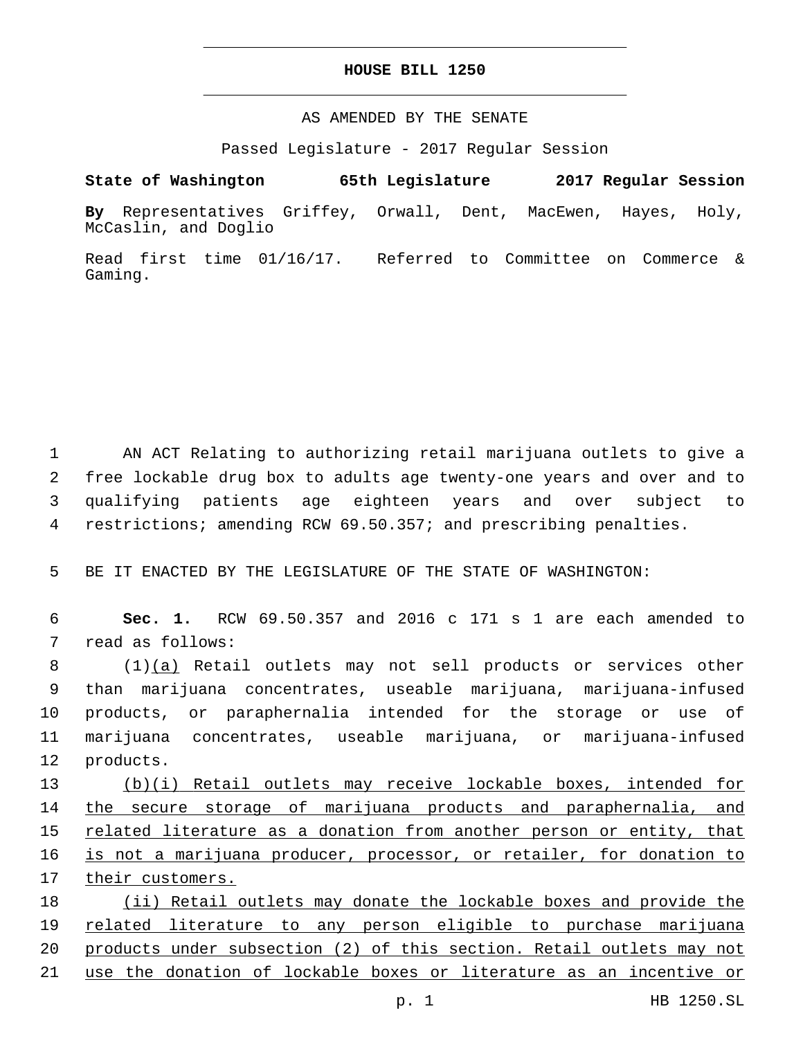# HOUSE BILL 1250

AS AMENDED BY THE SENATE

Passed Legislature - 2017 Regular Session

**State of Washington 65th Legislature 2017 Regular Session**

**By** Representatives Griffey, Orwall, Dent, MacEwen, Hayes, Holy, McCaslin, and Doglio

Read first time 01/16/17. Referred to Committee on Commerce & Gaming.

1 AN ACT Relating to authorizing retail marijuana outlets to give a 2 free lockable drug box to adults age twenty-one years and over and to 3 qualifying patients age eighteen years and over subject to 4 restrictions; amending RCW 69.50.357; and prescribing penalties.

5 BE IT ENACTED BY THE LEGISLATURE OF THE STATE OF WASHINGTON:

6 **Sec. 1.** RCW 69.50.357 and 2016 c 171 s 1 are each amended to 7 read as follows:

8 (1)<u>(a)</u> Retail outlets may not sell products or services other 9 than marijuana concentrates, useable marijuana, marijuana-infused 10 products, or paraphernalia intended for the storage or use of 11 marijuana concentrates, useable marijuana, or marijuana-infused 12 products.

13 <u>(b)(i) Retail outlets may receive lockable boxes, intended for</u> 14 <u>the secure storage of marijuana products and paraphernalia, and</u> 15 <u>related literature as a donation from another person or entity, that</u> 16 <u>is not a marijuana producer, processor, or retailer, for donation to</u> 17 <u>their customers.</u>

18 <u>(ii) Retail outlets may donate the lockable boxes and provide the</u> 19 <u>related literature to any person eligible to purchase marijuana</u> 20 <u>products under subsection (2) of this section. Retail outlets may not</u> 21 <u>use the donation of lockable boxes or literature as an incentive or</u>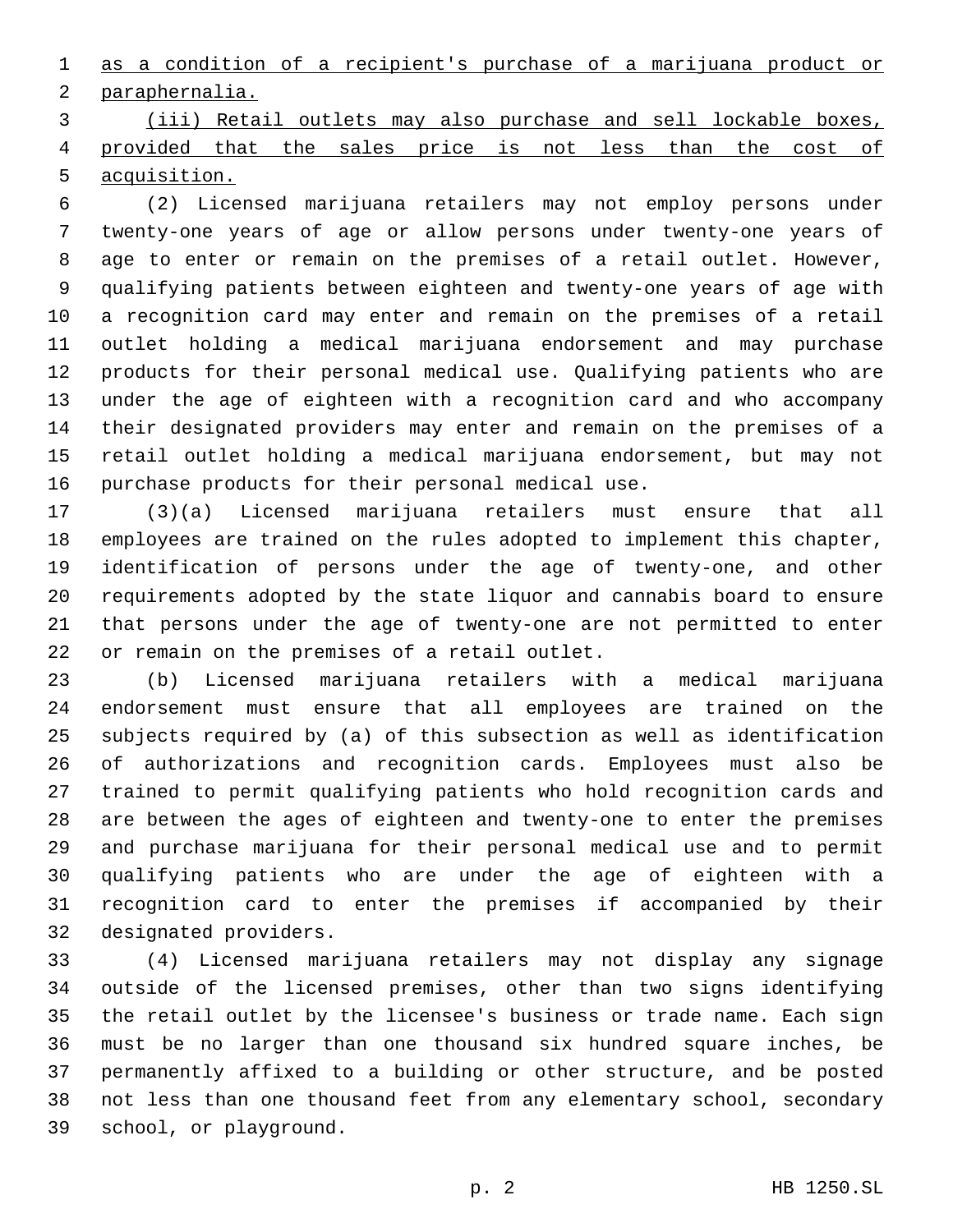as a condition of a recipient's purchase of a marijuana product or paraphernalia.

(iii) Retail outlets may also purchase and sell lockable boxes, provided that the sales price is not less than the cost of acquisition.

(2) Licensed marijuana retailers may not employ persons under twenty-one years of age or allow persons under twenty-one years of age to enter or remain on the premises of a retail outlet. However, qualifying patients between eighteen and twenty-one years of age with a recognition card may enter and remain on the premises of a retail outlet holding a medical marijuana endorsement and may purchase products for their personal medical use. Qualifying patients who are under the age of eighteen with a recognition card and who accompany their designated providers may enter and remain on the premises of a retail outlet holding a medical marijuana endorsement, but may not purchase products for their personal medical use.

(3)(a) Licensed marijuana retailers must ensure that all employees are trained on the rules adopted to implement this chapter, identification of persons under the age of twenty-one, and other requirements adopted by the state liquor and cannabis board to ensure that persons under the age of twenty-one are not permitted to enter or remain on the premises of a retail outlet.

(b) Licensed marijuana retailers with a medical marijuana endorsement must ensure that all employees are trained on the subjects required by (a) of this subsection as well as identification of authorizations and recognition cards. Employees must also be trained to permit qualifying patients who hold recognition cards and are between the ages of eighteen and twenty-one to enter the premises and purchase marijuana for their personal medical use and to permit qualifying patients who are under the age of eighteen with a recognition card to enter the premises if accompanied by their designated providers.

(4) Licensed marijuana retailers may not display any signage outside of the licensed premises, other than two signs identifying the retail outlet by the licensee's business or trade name. Each sign must be no larger than one thousand six hundred square inches, be permanently affixed to a building or other structure, and be posted not less than one thousand feet from any elementary school, secondary school, or playground.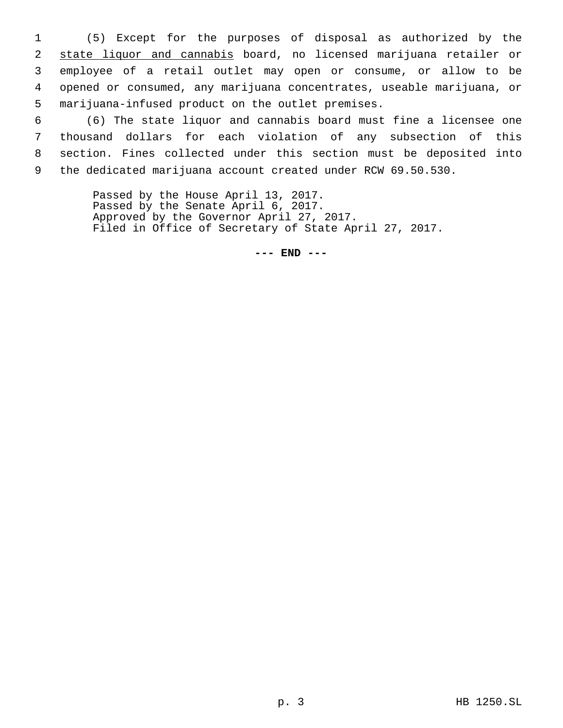(5) Except for the purposes of disposal as authorized by the <u>state liquor and cannabis</u> board, no licensed marijuana retailer or employee of a retail outlet may open or consume, or allow to be opened or consumed, any marijuana concentrates, useable marijuana, or marijuana-infused product on the outlet premises.

(6) The state liquor and cannabis board must fine a licensee one thousand dollars for each violation of any subsection of this section. Fines collected under this section must be deposited into the dedicated marijuana account created under RCW 69.50.530.

Passed by the House April 13, 2017.
Passed by the Senate April 6, 2017.
Approved by the Governor April 27, 2017.
Filed in Office of Secretary of State April 27, 2017.

**--- END ---**